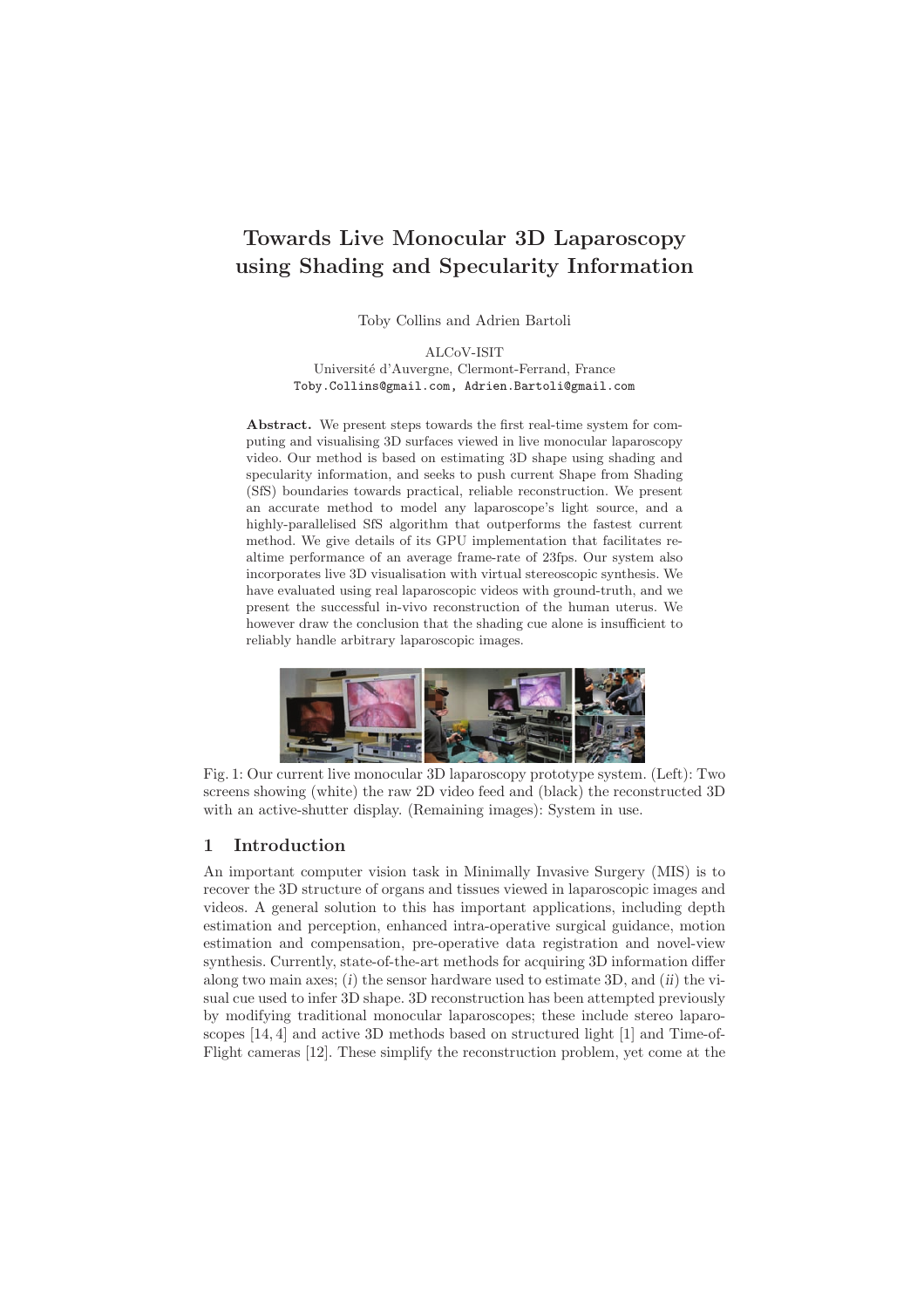# Towards Live Monocular 3D Laparoscopy using Shading and Specularity Information

Toby Collins and Adrien Bartoli

ALCoV-ISIT
Université d'Auvergne, Clermont-Ferrand, France
Toby.Collins@gmail.com, Adrien.Bartoli@gmail.com

**Abstract.** We present steps towards the first real-time system for computing and visualising 3D surfaces viewed in live monocular laparoscopy video. Our method is based on estimating 3D shape using shading and specularity information, and seeks to push current Shape from Shading (SfS) boundaries towards practical, reliable reconstruction. We present an accurate method to model any laparoscope's light source, and a highly-parallelised SfS algorithm that outperforms the fastest current method. We give details of its GPU implementation that facilitates realtime performance of an average frame-rate of 23fps. Our system also incorporates live 3D visualisation with virtual stereoscopic synthesis. We have evaluated using real laparoscopic videos with ground-truth, and we present the successful in-vivo reconstruction of the human uterus. We however draw the conclusion that the shading cue alone is insufficient to reliably handle arbitrary laparoscopic images.

Fig. 1: Our current live monocular 3D laparoscopy prototype system. (Left): Two screens showing (white) the raw 2D video feed and (black) the reconstructed 3D with an active-shutter display. (Remaining images): System in use.

## 1 Introduction

An important computer vision task in Minimally Invasive Surgery (MIS) is to recover the 3D structure of organs and tissues viewed in laparoscopic images and videos. A general solution to this has important applications, including depth estimation and perception, enhanced intra-operative surgical guidance, motion estimation and compensation, pre-operative data registration and novel-view synthesis. Currently, state-of-the-art methods for acquiring 3D information differ along two main axes; (*i*) the sensor hardware used to estimate 3D, and (*ii*) the visual cue used to infer 3D shape. 3D reconstruction has been attempted previously by modifying traditional monocular laparoscopes; these include stereo laparoscopes [14, 4] and active 3D methods based on structured light [1] and Time-of-Flight cameras [12]. These simplify the reconstruction problem, yet come at the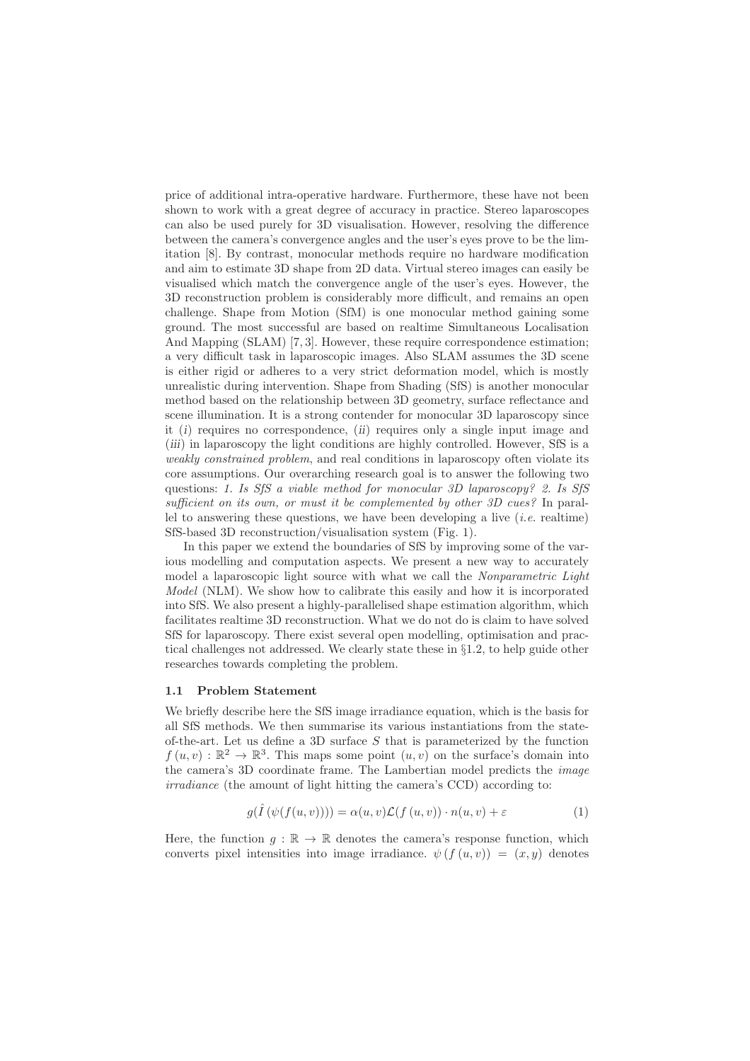price of additional intra-operative hardware. Furthermore, these have not been shown to work with a great degree of accuracy in practice. Stereo laparoscopes can also be used purely for 3D visualisation. However, resolving the difference between the camera's convergence angles and the user's eyes prove to be the limitation [8]. By contrast, monocular methods require no hardware modification and aim to estimate 3D shape from 2D data. Virtual stereo images can easily be visualised which match the convergence angle of the user's eyes. However, the 3D reconstruction problem is considerably more difficult, and remains an open challenge. Shape from Motion (SfM) is one monocular method gaining some ground. The most successful are based on realtime Simultaneous Localisation And Mapping (SLAM) [7, 3]. However, these require correspondence estimation; a very difficult task in laparoscopic images. Also SLAM assumes the 3D scene is either rigid or adheres to a very strict deformation model, which is mostly unrealistic during intervention. Shape from Shading (SfS) is another monocular method based on the relationship between 3D geometry, surface reflectance and scene illumination. It is a strong contender for monocular 3D laparoscopy since it (*i*) requires no correspondence, (*ii*) requires only a single input image and (*iii*) in laparoscopy the light conditions are highly controlled. However, SfS is a *weakly constrained problem*, and real conditions in laparoscopy often violate its core assumptions. Our overarching research goal is to answer the following two questions: *1. Is SfS a viable method for monocular 3D laparoscopy? 2. Is SfS sufficient on its own, or must it be complemented by other 3D cues?* In parallel to answering these questions, we have been developing a live (*i.e.* realtime) SfS-based 3D reconstruction/visualisation system (Fig. 1).

In this paper we extend the boundaries of SfS by improving some of the various modelling and computation aspects. We present a new way to accurately model a laparoscopic light source with what we call the *Nonparametric Light Model* (NLM). We show how to calibrate this easily and how it is incorporated into SfS. We also present a highly-parallelised shape estimation algorithm, which facilitates realtime 3D reconstruction. What we do not do is claim to have solved SfS for laparoscopy. There exist several open modelling, optimisation and practical challenges not addressed. We clearly state these in §1.2, to help guide other researches towards completing the problem.

### 1.1 Problem Statement

We briefly describe here the SfS image irradiance equation, which is the basis for all SfS methods. We then summarise its various instantiations from the state-of-the-art. Let us define a 3D surface $S$ that is parameterized by the function $f(u,v) : \mathbb{R}^2 \rightarrow \mathbb{R}^3$. This maps some point $(u,v)$ on the surface's domain into the camera's 3D coordinate frame. The Lambertian model predicts the *image irradiance* (the amount of light hitting the camera's CCD) according to:

$$g(\hat{I}\left(\psi(f(u,v))\right)) = \alpha(u,v)\mathcal{L}(f\left(u,v\right)) \cdot n(u,v) + \varepsilon \tag{1}$$

Here, the function $g : \mathbb{R} \rightarrow \mathbb{R}$ denotes the camera's response function, which converts pixel intensities into image irradiance. $\psi\left(f\left(u,v\right)\right) = (x,y)$ denotes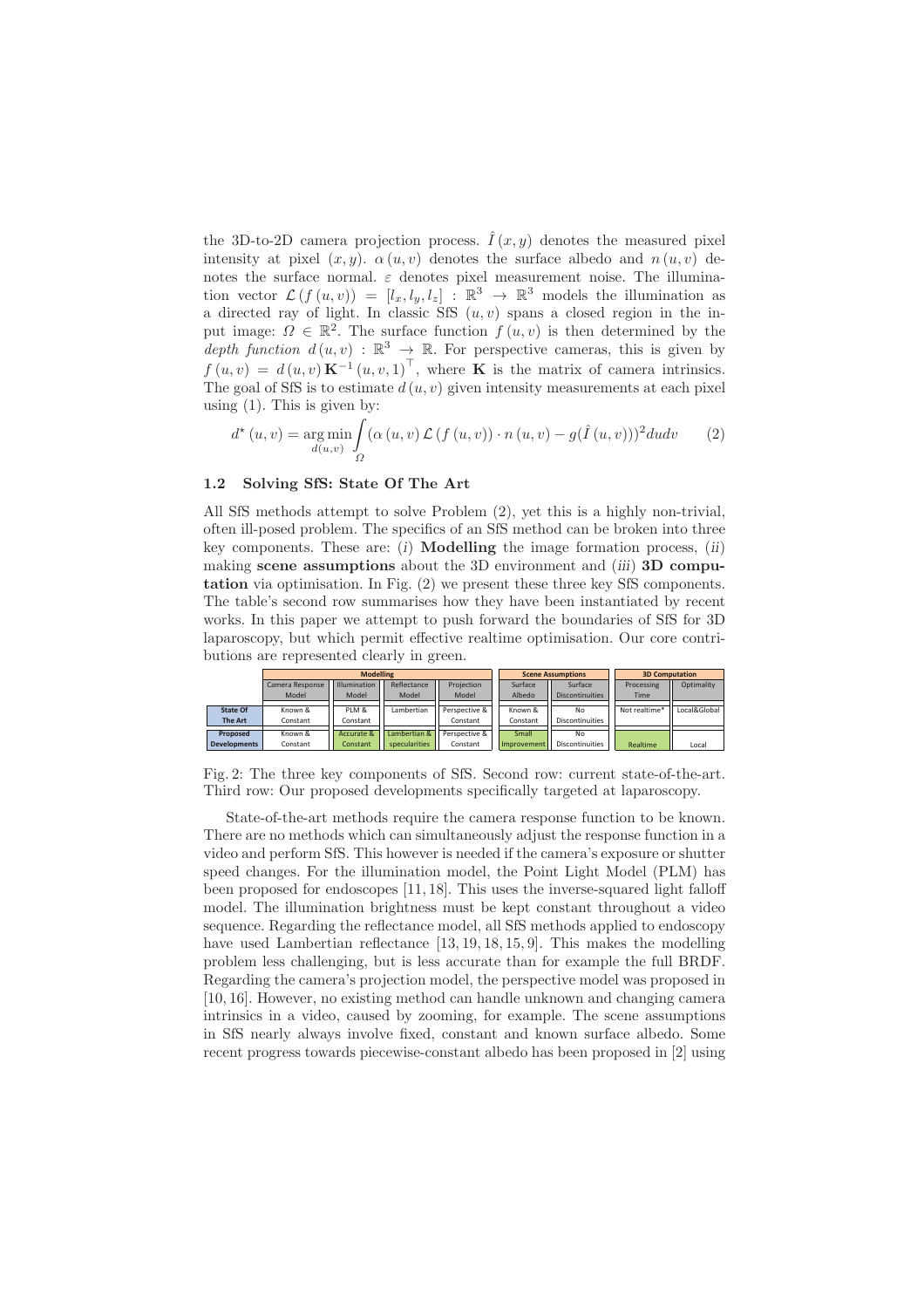the 3D-to-2D camera projection process. $\hat{I}(x,y)$ denotes the measured pixel intensity at pixel $(x,y)$. $\alpha(u,v)$ denotes the surface albedo and $n(u,v)$ denotes the surface normal. $\varepsilon$ denotes pixel measurement noise. The illumination vector $\mathcal{L}(f(u,v)) = [l_x, l_y, l_z] : \mathbb{R}^3 \rightarrow \mathbb{R}^3$ models the illumination as a directed ray of light. In classic SfS $(u,v)$ spans a closed region in the input image: $\Omega \in \mathbb{R}^2$. The surface function $f(u,v)$ is then determined by the *depth function* $d(u,v) : \mathbb{R}^3 \rightarrow \mathbb{R}$. For perspective cameras, this is given by $f(u,v) = d(u,v)\,\mathbf{K}^{-1}(u,v,1)^\top$, where $\mathbf{K}$ is the matrix of camera intrinsics. The goal of SfS is to estimate $d(u,v)$ given intensity measurements at each pixel using (1). This is given by:

$$d^\star(u,v) = \underset{d(u,v)}{\arg\min} \int_{\Omega} (\alpha(u,v)\,\mathcal{L}(f(u,v)) \cdot n(u,v) - g(\hat{I}(u,v)))^2 du dv \qquad (2)$$

### 1.2 Solving SfS: State Of The Art

All SfS methods attempt to solve Problem (2), yet this is a highly non-trivial, often ill-posed problem. The specifics of an SfS method can be broken into three key components. These are: (*i*) **Modelling** the image formation process, (*ii*) making **scene assumptions** about the 3D environment and (*iii*) **3D computation** via optimisation. In Fig. (2) we present these three key SfS components. The table's second row summarises how they have been instantiated by recent works. In this paper we attempt to push forward the boundaries of SfS for 3D laparoscopy, but which permit effective realtime optimisation. Our core contributions are represented clearly in green.

| | Modelling | | | | Scene Assumptions | | 3D Computation | |
|---|---|---|---|---|---|---|---|---|
| | Camera Response Model | Illumination Model | Reflectance Model | Projection Model | Surface Albedo | Surface Discontinuities | Processing Time | Optimality |
| **State Of The Art** | Known & Constant | PLM & Constant | Lambertian | Perspective & Constant | Known & Constant | No Discontinuities | Not realtime* | Local&Global |
| **Proposed Developments** | Known & Constant | Accurate & Constant | Lambertian & specularities | Perspective & Constant | Small Improvement | No Discontinuities | Realtime | Local |

Fig. 2: The three key components of SfS. Second row: current state-of-the-art. Third row: Our proposed developments specifically targeted at laparoscopy.

State-of-the-art methods require the camera response function to be known. There are no methods which can simultaneously adjust the response function in a video and perform SfS. This however is needed if the camera's exposure or shutter speed changes. For the illumination model, the Point Light Model (PLM) has been proposed for endoscopes [11, 18]. This uses the inverse-squared light falloff model. The illumination brightness must be kept constant throughout a video sequence. Regarding the reflectance model, all SfS methods applied to endoscopy have used Lambertian reflectance [13, 19, 18, 15, 9]. This makes the modelling problem less challenging, but is less accurate than for example the full BRDF. Regarding the camera's projection model, the perspective model was proposed in [10, 16]. However, no existing method can handle unknown and changing camera intrinsics in a video, caused by zooming, for example. The scene assumptions in SfS nearly always involve fixed, constant and known surface albedo. Some recent progress towards piecewise-constant albedo has been proposed in [2] using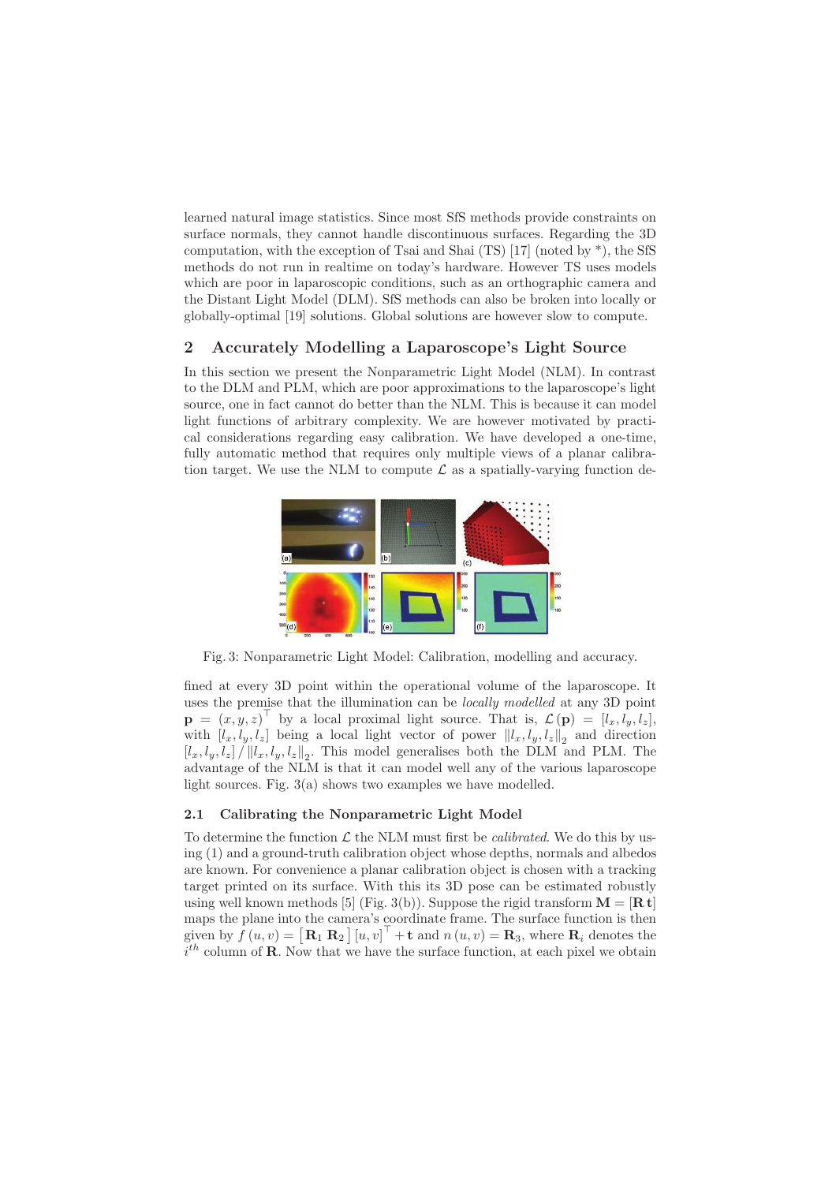learned natural image statistics. Since most SfS methods provide constraints on surface normals, they cannot handle discontinuous surfaces. Regarding the 3D computation, with the exception of Tsai and Shai (TS) [17] (noted by *), the SfS methods do not run in realtime on today's hardware. However TS uses models which are poor in laparoscopic conditions, such as an orthographic camera and the Distant Light Model (DLM). SfS methods can also be broken into locally or globally-optimal [19] solutions. Global solutions are however slow to compute.

## 2 Accurately Modelling a Laparoscope's Light Source

In this section we present the Nonparametric Light Model (NLM). In contrast to the DLM and PLM, which are poor approximations to the laparoscope's light source, one in fact cannot do better than the NLM. This is because it can model light functions of arbitrary complexity. We are however motivated by practical considerations regarding easy calibration. We have developed a one-time, fully automatic method that requires only multiple views of a planar calibration target. We use the NLM to compute $\mathcal{L}$ as a spatially-varying function defined at every 3D point within the operational volume of the laparoscope. It uses the premise that the illumination can be *locally modelled* at any 3D point $\mathbf{p} = (x, y, z)^\top$ by a local proximal light source. That is, $\mathcal{L}(\mathbf{p}) = [l_x, l_y, l_z]$, with $[l_x, l_y, l_z]$ being a local light vector of power $\|l_x, l_y, l_z\|_2$ and direction $[l_x, l_y, l_z] / \|l_x, l_y, l_z\|_2$. This model generalises both the DLM and PLM. The advantage of the NLM is that it can model well any of the various laparoscope light sources. Fig. 3(a) shows two examples we have modelled.

Fig. 3: Nonparametric Light Model: Calibration, modelling and accuracy.

### 2.1 Calibrating the Nonparametric Light Model

To determine the function $\mathcal{L}$ the NLM must first be *calibrated*. We do this by using (1) and a ground-truth calibration object whose depths, normals and albedos are known. For convenience a planar calibration object is chosen with a tracking target printed on its surface. With this its 3D pose can be estimated robustly using well known methods [5] (Fig. 3(b)). Suppose the rigid transform $\mathbf{M} = [\mathbf{R}\, \mathbf{t}]$ maps the plane into the camera's coordinate frame. The surface function is then given by $f(u, v) = \left[\mathbf{R}_1\ \mathbf{R}_2\right] [u, v]^\top + \mathbf{t}$ and $n(u, v) = \mathbf{R}_3$, where $\mathbf{R}_i$ denotes the $i^{th}$ column of $\mathbf{R}$. Now that we have the surface function, at each pixel we obtain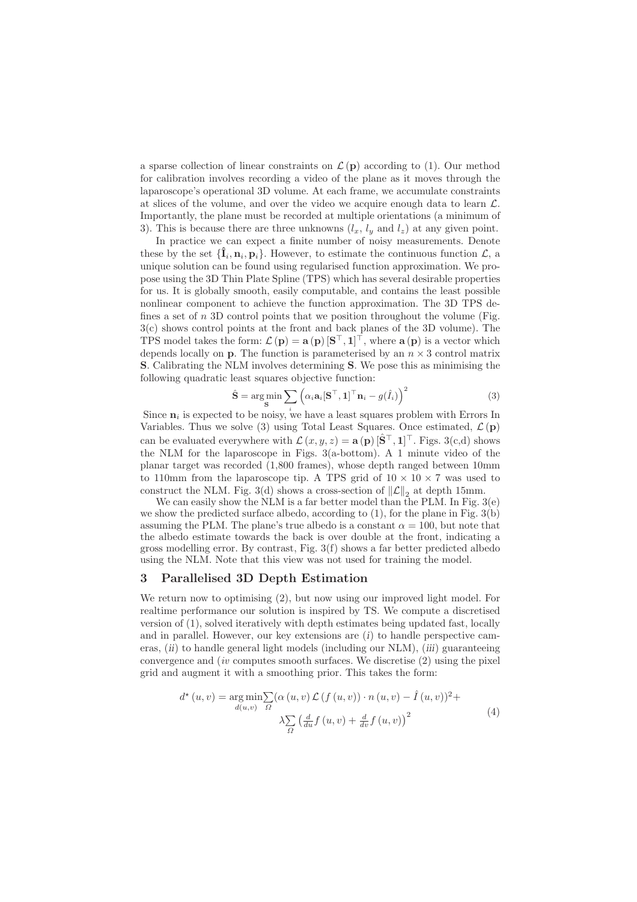a sparse collection of linear constraints on $\mathcal{L}(\mathbf{p})$ according to (1). Our method for calibration involves recording a video of the plane as it moves through the laparoscope's operational 3D volume. At each frame, we accumulate constraints at slices of the volume, and over the video we acquire enough data to learn $\mathcal{L}$. Importantly, the plane must be recorded at multiple orientations (a minimum of 3). This is because there are three unknowns ($l_x$, $l_y$ and $l_z$) at any given point.

In practice we can expect a finite number of noisy measurements. Denote these by the set $\{\hat{\mathbf{I}}_i, \mathbf{n}_i, \mathbf{p}_i\}$. However, to estimate the continuous function $\mathcal{L}$, a unique solution can be found using regularised function approximation. We propose using the 3D Thin Plate Spline (TPS) which has several desirable properties for us. It is globally smooth, easily computable, and contains the least possible nonlinear component to achieve the function approximation. The 3D TPS defines a set of $n$ 3D control points that we position throughout the volume (Fig. 3(c) shows control points at the front and back planes of the 3D volume). The TPS model takes the form: $\mathcal{L}(\mathbf{p}) = \mathbf{a}(\mathbf{p})[\mathbf{S}^\top, \mathbf{1}]^\top$, where $\mathbf{a}(\mathbf{p})$ is a vector which depends locally on $\mathbf{p}$. The function is parameterised by an $n \times 3$ control matrix $\mathbf{S}$. Calibrating the NLM involves determining $\mathbf{S}$. We pose this as minimising the following quadratic least squares objective function:

$$\hat{\mathbf{S}} = \arg\min_{\mathbf{S}} \sum_i \left( \alpha_i \mathbf{a}_i [\mathbf{S}^\top, \mathbf{1}]^\top \mathbf{n}_i - g(\hat{I}_i) \right)^2 \tag{3}$$

Since $\mathbf{n}_i$ is expected to be noisy, we have a least squares problem with Errors In Variables. Thus we solve (3) using Total Least Squares. Once estimated, $\mathcal{L}(\mathbf{p})$ can be evaluated everywhere with $\mathcal{L}(x, y, z) = \mathbf{a}(\mathbf{p})[\hat{\mathbf{S}}^\top, \mathbf{1}]^\top$. Figs. 3(c,d) shows the NLM for the laparoscope in Figs. 3(a-bottom). A 1 minute video of the planar target was recorded (1,800 frames), whose depth ranged between 10mm to 110mm from the laparoscope tip. A TPS grid of $10 \times 10 \times 7$ was used to construct the NLM. Fig. 3(d) shows a cross-section of $\|\mathcal{L}\|_2$ at depth 15mm.

We can easily show the NLM is a far better model than the PLM. In Fig. 3(e) we show the predicted surface albedo, according to (1), for the plane in Fig. 3(b) assuming the PLM. The plane's true albedo is a constant $\alpha = 100$, but note that the albedo estimate towards the back is over double at the front, indicating a gross modelling error. By contrast, Fig. 3(f) shows a far better predicted albedo using the NLM. Note that this view was not used for training the model.

## 3 Parallelised 3D Depth Estimation

We return now to optimising (2), but now using our improved light model. For realtime performance our solution is inspired by TS. We compute a discretised version of (1), solved iteratively with depth estimates being updated fast, locally and in parallel. However, our key extensions are (*i*) to handle perspective cameras, (*ii*) to handle general light models (including our NLM), (*iii*) guaranteeing convergence and (*iv* computes smooth surfaces. We discretise (2) using the pixel grid and augment it with a smoothing prior. This takes the form:

$$\begin{aligned} d^\star(u,v) = \arg\min_{d(u,v)} \sum_{\Omega} (\alpha(u,v)\, \mathcal{L}(f(u,v)) \cdot n(u,v) - \hat{I}(u,v))^2 + \\ \lambda \sum_{\Omega} \left( \tfrac{d}{du} f(u,v) + \tfrac{d}{dv} f(u,v) \right)^2 \end{aligned} \tag{4}$$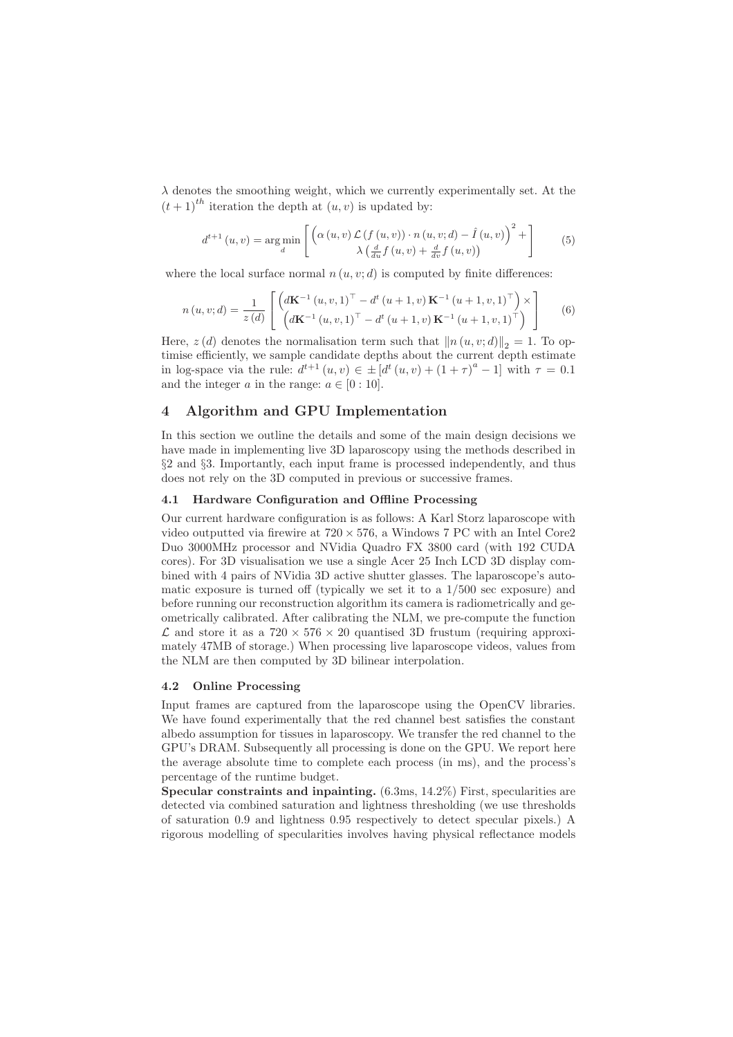$\lambda$ denotes the smoothing weight, which we currently experimentally set. At the $(t+1)^{th}$ iteration the depth at $(u, v)$ is updated by:

$$d^{t+1}(u,v) = \arg\min_{d} \left[ \begin{array}{c} \left(\alpha(u,v)\,\mathcal{L}(f(u,v)) \cdot n(u,v;d) - \hat{I}(u,v)\right)^2 + \\ \lambda \left(\frac{d}{du} f(u,v) + \frac{d}{dv} f(u,v)\right) \end{array} \right] \tag{5}$$

where the local surface normal $n(u, v; d)$ is computed by finite differences:

$$n(u,v;d) = \frac{1}{z(d)} \left[ \begin{array}{c} \left(d\mathbf{K}^{-1}(u,v,1)^\top - d^t(u+1,v)\,\mathbf{K}^{-1}(u+1,v,1)^\top\right) \times \\ \left(d\mathbf{K}^{-1}(u,v,1)^\top - d^t(u+1,v)\,\mathbf{K}^{-1}(u+1,v,1)^\top\right) \end{array} \right] \tag{6}$$

Here, $z(d)$ denotes the normalisation term such that $\|n(u,v;d)\|_2 = 1$. To optimise efficiently, we sample candidate depths about the current depth estimate in log-space via the rule: $d^{t+1}(u,v) \in \pm[d^t(u,v) + (1+\tau)^a - 1]$ with $\tau = 0.1$ and the integer $a$ in the range: $a \in [0 : 10]$.

## 4 Algorithm and GPU Implementation

In this section we outline the details and some of the main design decisions we have made in implementing live 3D laparoscopy using the methods described in §2 and §3. Importantly, each input frame is processed independently, and thus does not rely on the 3D computed in previous or successive frames.

### 4.1 Hardware Configuration and Offline Processing

Our current hardware configuration is as follows: A Karl Storz laparoscope with video outputted via firewire at $720 \times 576$, a Windows 7 PC with an Intel Core2 Duo 3000MHz processor and NVidia Quadro FX 3800 card (with 192 CUDA cores). For 3D visualisation we use a single Acer 25 Inch LCD 3D display combined with 4 pairs of NVidia 3D active shutter glasses. The laparoscope's automatic exposure is turned off (typically we set it to a 1/500 sec exposure) and before running our reconstruction algorithm its camera is radiometrically and geometrically calibrated. After calibrating the NLM, we pre-compute the function $\mathcal{L}$ and store it as a $720 \times 576 \times 20$ quantised 3D frustum (requiring approximately 47MB of storage.) When processing live laparoscope videos, values from the NLM are then computed by 3D bilinear interpolation.

### 4.2 Online Processing

Input frames are captured from the laparoscope using the OpenCV libraries. We have found experimentally that the red channel best satisfies the constant albedo assumption for tissues in laparoscopy. We transfer the red channel to the GPU's DRAM. Subsequently all processing is done on the GPU. We report here the average absolute time to complete each process (in ms), and the process's percentage of the runtime budget.

**Specular constraints and inpainting.** (6.3ms, 14.2%) First, specularities are detected via combined saturation and lightness thresholding (we use thresholds of saturation 0.9 and lightness 0.95 respectively to detect specular pixels.) A rigorous modelling of specularities involves having physical reflectance models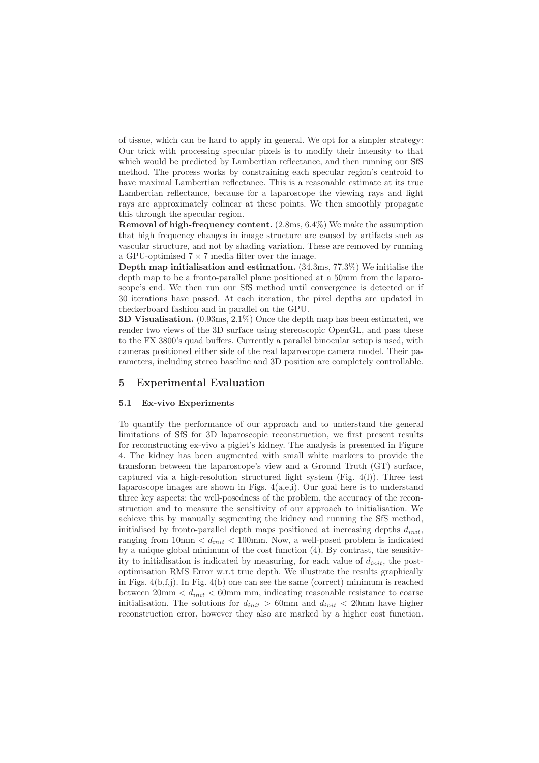of tissue, which can be hard to apply in general. We opt for a simpler strategy: Our trick with processing specular pixels is to modify their intensity to that which would be predicted by Lambertian reflectance, and then running our SfS method. The process works by constraining each specular region's centroid to have maximal Lambertian reflectance. This is a reasonable estimate at its true Lambertian reflectance, because for a laparoscope the viewing rays and light rays are approximately colinear at these points. We then smoothly propagate this through the specular region.

**Removal of high-frequency content.** (2.8ms, 6.4%) We make the assumption that high frequency changes in image structure are caused by artifacts such as vascular structure, and not by shading variation. These are removed by running a GPU-optimised $7 \times 7$ media filter over the image.

**Depth map initialisation and estimation.** (34.3ms, 77.3%) We initialise the depth map to be a fronto-parallel plane positioned at a 50mm from the laparoscope's end. We then run our SfS method until convergence is detected or if 30 iterations have passed. At each iteration, the pixel depths are updated in checkerboard fashion and in parallel on the GPU.

**3D Visualisation.** (0.93ms, 2.1%) Once the depth map has been estimated, we render two views of the 3D surface using stereoscopic OpenGL, and pass these to the FX 3800's quad buffers. Currently a parallel binocular setup is used, with cameras positioned either side of the real laparoscope camera model. Their parameters, including stereo baseline and 3D position are completely controllable.

## 5 Experimental Evaluation

### 5.1 Ex-vivo Experiments

To quantify the performance of our approach and to understand the general limitations of SfS for 3D laparoscopic reconstruction, we first present results for reconstructing ex-vivo a piglet's kidney. The analysis is presented in Figure 4. The kidney has been augmented with small white markers to provide the transform between the laparoscope's view and a Ground Truth (GT) surface, captured via a high-resolution structured light system (Fig. 4(l)). Three test laparoscope images are shown in Figs. 4(a,e,i). Our goal here is to understand three key aspects: the well-posedness of the problem, the accuracy of the reconstruction and to measure the sensitivity of our approach to initialisation. We achieve this by manually segmenting the kidney and running the SfS method, initialised by fronto-parallel depth maps positioned at increasing depths $d_{init}$, ranging from 10mm $< d_{init} <$ 100mm. Now, a well-posed problem is indicated by a unique global minimum of the cost function (4). By contrast, the sensitivity to initialisation is indicated by measuring, for each value of $d_{init}$, the post-optimisation RMS Error w.r.t true depth. We illustrate the results graphically in Figs. 4(b,f,j). In Fig. 4(b) one can see the same (correct) minimum is reached between 20mm $< d_{init} <$ 60mm mm, indicating reasonable resistance to coarse initialisation. The solutions for $d_{init} >$ 60mm and $d_{init} <$ 20mm have higher reconstruction error, however they also are marked by a higher cost function.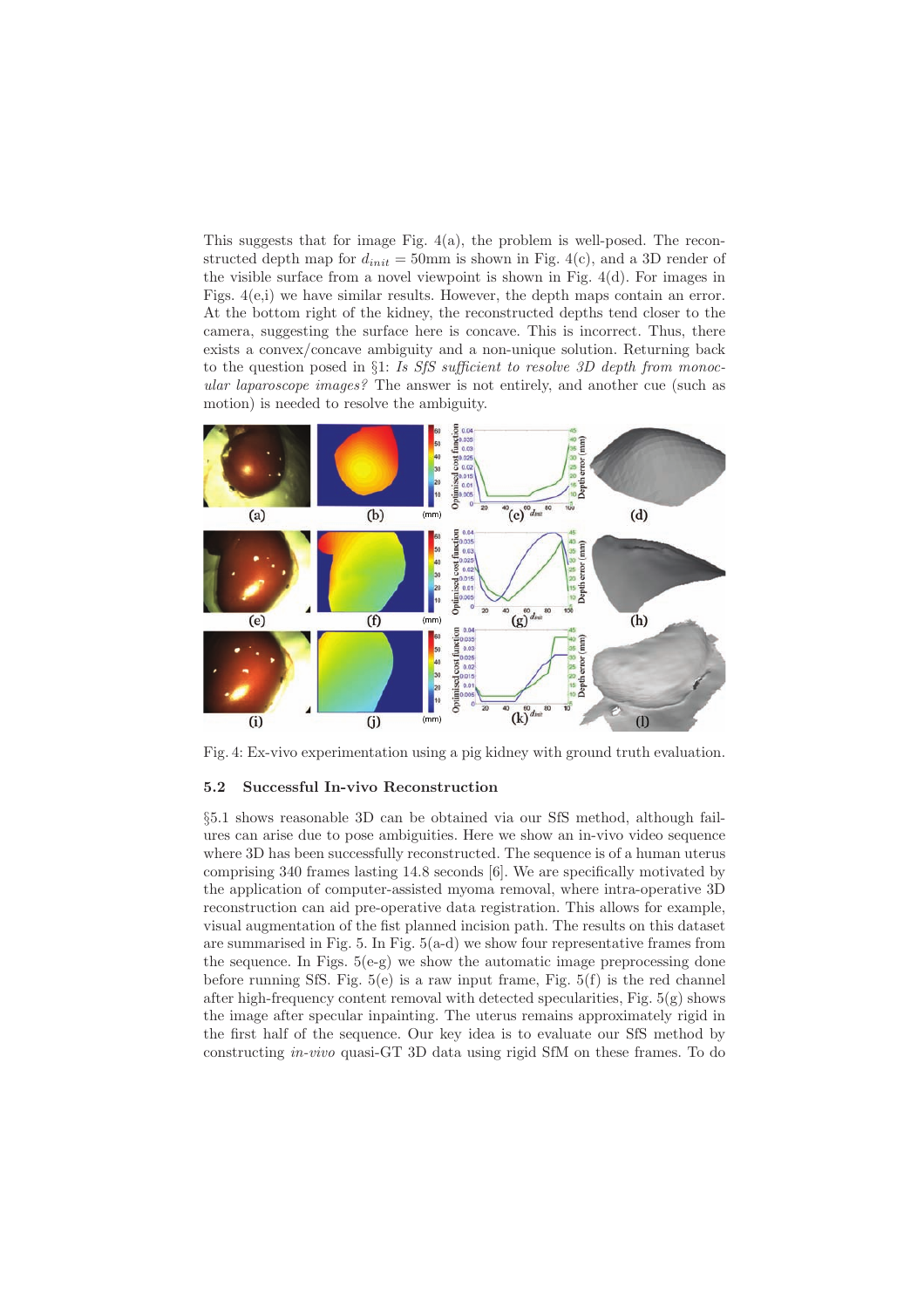This suggests that for image Fig. 4(a), the problem is well-posed. The reconstructed depth map for $d_{init} = 50$mm is shown in Fig. 4(c), and a 3D render of the visible surface from a novel viewpoint is shown in Fig. 4(d). For images in Figs. 4(e,i) we have similar results. However, the depth maps contain an error. At the bottom right of the kidney, the reconstructed depths tend closer to the camera, suggesting the surface here is concave. This is incorrect. Thus, there exists a convex/concave ambiguity and a non-unique solution. Returning back to the question posed in §1: *Is SfS sufficient to resolve 3D depth from monocular laparoscope images?* The answer is not entirely, and another cue (such as motion) is needed to resolve the ambiguity.

Fig. 4: Ex-vivo experimentation using a pig kidney with ground truth evaluation.

### 5.2 Successful In-vivo Reconstruction

§5.1 shows reasonable 3D can be obtained via our SfS method, although failures can arise due to pose ambiguities. Here we show an in-vivo video sequence where 3D has been successfully reconstructed. The sequence is of a human uterus comprising 340 frames lasting 14.8 seconds [6]. We are specifically motivated by the application of computer-assisted myoma removal, where intra-operative 3D reconstruction can aid pre-operative data registration. This allows for example, visual augmentation of the fist planned incision path. The results on this dataset are summarised in Fig. 5. In Fig. 5(a-d) we show four representative frames from the sequence. In Figs. 5(e-g) we show the automatic image preprocessing done before running SfS. Fig. 5(e) is a raw input frame, Fig. 5(f) is the red channel after high-frequency content removal with detected specularities, Fig. 5(g) shows the image after specular inpainting. The uterus remains approximately rigid in the first half of the sequence. Our key idea is to evaluate our SfS method by constructing *in-vivo* quasi-GT 3D data using rigid SfM on these frames. To do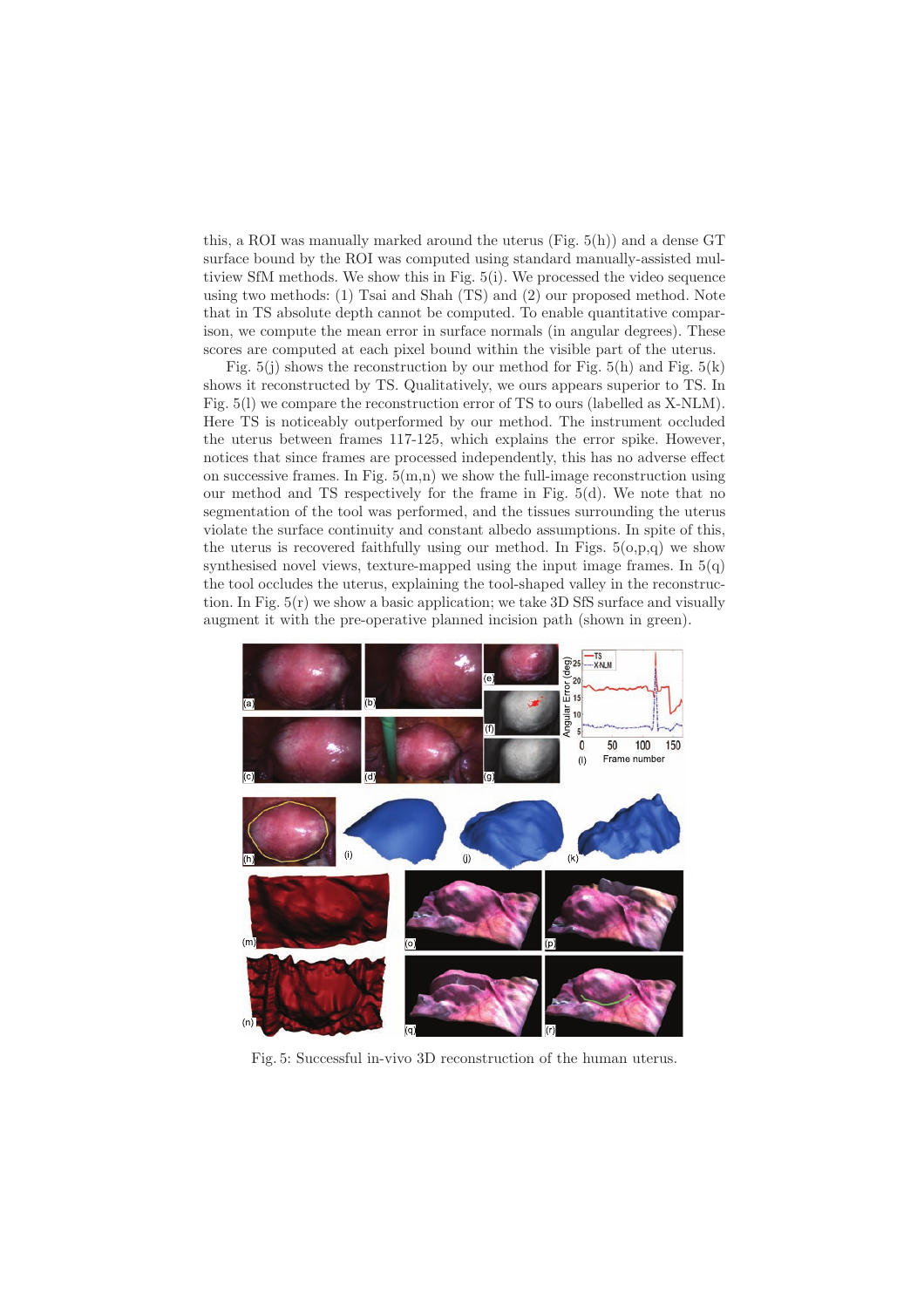this, a ROI was manually marked around the uterus (Fig. 5(h)) and a dense GT surface bound by the ROI was computed using standard manually-assisted multiview SfM methods. We show this in Fig. 5(i). We processed the video sequence using two methods: (1) Tsai and Shah (TS) and (2) our proposed method. Note that in TS absolute depth cannot be computed. To enable quantitative comparison, we compute the mean error in surface normals (in angular degrees). These scores are computed at each pixel bound within the visible part of the uterus.

Fig. 5(j) shows the reconstruction by our method for Fig. 5(h) and Fig. 5(k) shows it reconstructed by TS. Qualitatively, we ours appears superior to TS. In Fig. 5(l) we compare the reconstruction error of TS to ours (labelled as X-NLM). Here TS is noticeably outperformed by our method. The instrument occluded the uterus between frames 117-125, which explains the error spike. However, notices that since frames are processed independently, this has no adverse effect on successive frames. In Fig. 5(m,n) we show the full-image reconstruction using our method and TS respectively for the frame in Fig. 5(d). We note that no segmentation of the tool was performed, and the tissues surrounding the uterus violate the surface continuity and constant albedo assumptions. In spite of this, the uterus is recovered faithfully using our method. In Figs. 5(o,p,q) we show synthesised novel views, texture-mapped using the input image frames. In 5(q) the tool occludes the uterus, explaining the tool-shaped valley in the reconstruction. In Fig. 5(r) we show a basic application; we take 3D SfS surface and visually augment it with the pre-operative planned incision path (shown in green).

Fig. 5: Successful in-vivo 3D reconstruction of the human uterus.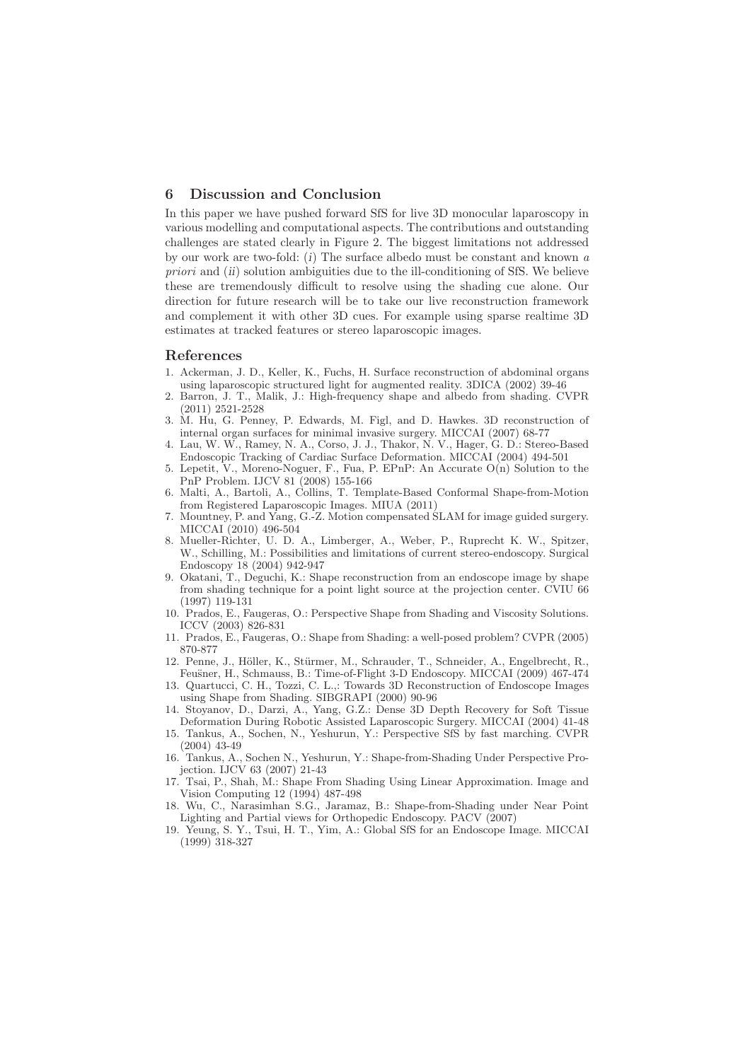## 6 Discussion and Conclusion

In this paper we have pushed forward SfS for live 3D monocular laparoscopy in various modelling and computational aspects. The contributions and outstanding challenges are stated clearly in Figure 2. The biggest limitations not addressed by our work are two-fold: (*i*) The surface albedo must be constant and known *a priori* and (*ii*) solution ambiguities due to the ill-conditioning of SfS. We believe these are tremendously difficult to resolve using the shading cue alone. Our direction for future research will be to take our live reconstruction framework and complement it with other 3D cues. For example using sparse realtime 3D estimates at tracked features or stereo laparoscopic images.

## References

1. Ackerman, J. D., Keller, K., Fuchs, H. Surface reconstruction of abdominal organs using laparoscopic structured light for augmented reality. 3DICA (2002) 39-46
2. Barron, J. T., Malik, J.: High-frequency shape and albedo from shading. CVPR (2011) 2521-2528
3. M. Hu, G. Penney, P. Edwards, M. Figl, and D. Hawkes. 3D reconstruction of internal organ surfaces for minimal invasive surgery. MICCAI (2007) 68-77
4. Lau, W. W., Ramey, N. A., Corso, J. J., Thakor, N. V., Hager, G. D.: Stereo-Based Endoscopic Tracking of Cardiac Surface Deformation. MICCAI (2004) 494-501
5. Lepetit, V., Moreno-Noguer, F., Fua, P. EPnP: An Accurate O(n) Solution to the PnP Problem. IJCV 81 (2008) 155-166
6. Malti, A., Bartoli, A., Collins, T. Template-Based Conformal Shape-from-Motion from Registered Laparoscopic Images. MIUA (2011)
7. Mountney, P. and Yang, G.-Z. Motion compensated SLAM for image guided surgery. MICCAI (2010) 496-504
8. Mueller-Richter, U. D. A., Limberger, A., Weber, P., Ruprecht K. W., Spitzer, W., Schilling, M.: Possibilities and limitations of current stereo-endoscopy. Surgical Endoscopy 18 (2004) 942-947
9. Okatani, T., Deguchi, K.: Shape reconstruction from an endoscope image by shape from shading technique for a point light source at the projection center. CVIU 66 (1997) 119-131
10. Prados, E., Faugeras, O.: Perspective Shape from Shading and Viscosity Solutions. ICCV (2003) 826-831
11. Prados, E., Faugeras, O.: Shape from Shading: a well-posed problem? CVPR (2005) 870-877
12. Penne, J., Höller, K., Stürmer, M., Schrauder, T., Schneider, A., Engelbrecht, R., Feußner, H., Schmauss, B.: Time-of-Flight 3-D Endoscopy. MICCAI (2009) 467-474
13. Quartucci, C. H., Tozzi, C. L.,: Towards 3D Reconstruction of Endoscope Images using Shape from Shading. SIBGRAPI (2000) 90-96
14. Stoyanov, D., Darzi, A., Yang, G.Z.: Dense 3D Depth Recovery for Soft Tissue Deformation During Robotic Assisted Laparoscopic Surgery. MICCAI (2004) 41-48
15. Tankus, A., Sochen, N., Yeshurun, Y.: Perspective SfS by fast marching. CVPR (2004) 43-49
16. Tankus, A., Sochen N., Yeshurun, Y.: Shape-from-Shading Under Perspective Projection. IJCV 63 (2007) 21-43
17. Tsai, P., Shah, M.: Shape From Shading Using Linear Approximation. Image and Vision Computing 12 (1994) 487-498
18. Wu, C., Narasimhan S.G., Jaramaz, B.: Shape-from-Shading under Near Point Lighting and Partial views for Orthopedic Endoscopy. PACV (2007)
19. Yeung, S. Y., Tsui, H. T., Yim, A.: Global SfS for an Endoscope Image. MICCAI (1999) 318-327